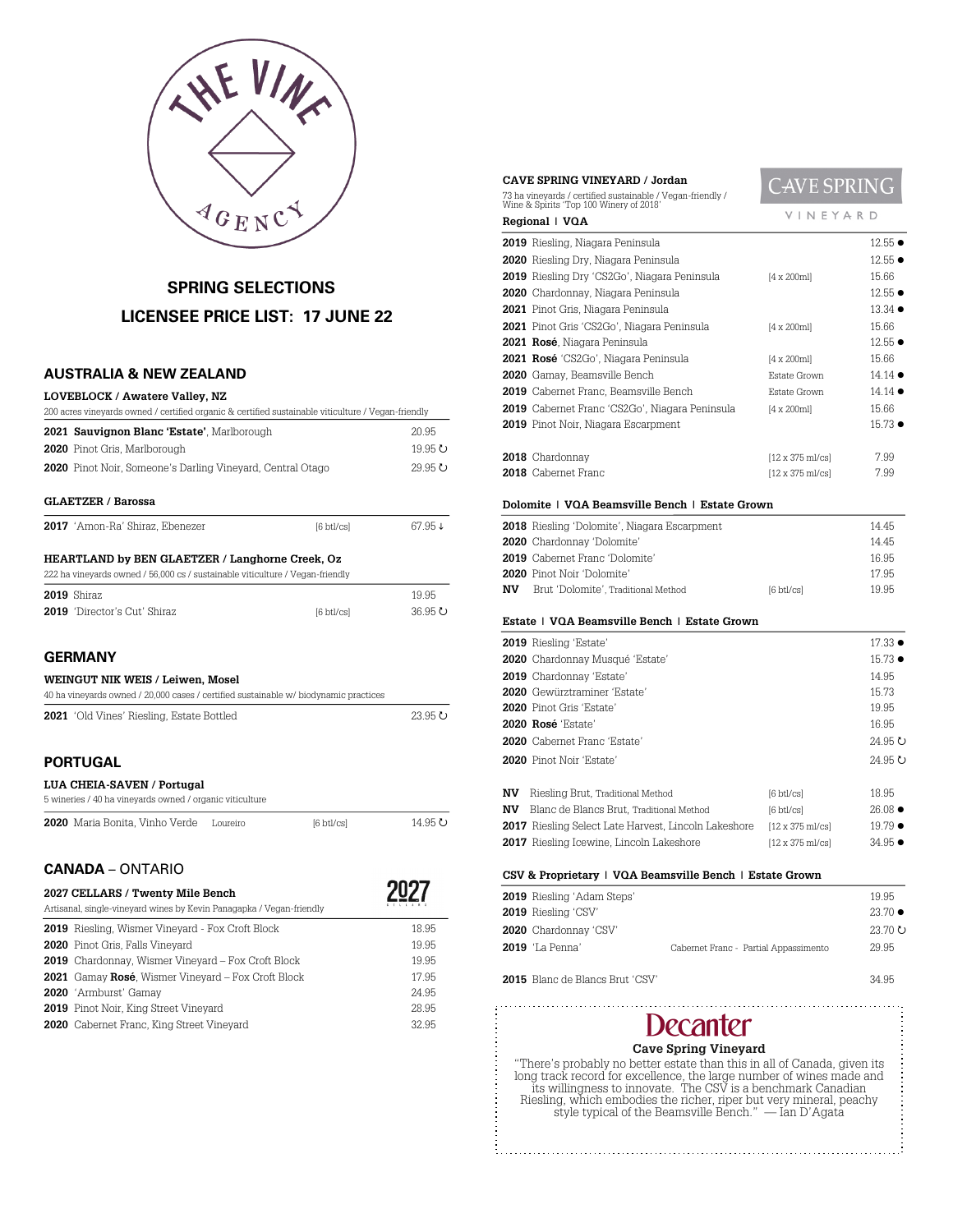THE VINE AGENCY

## SPRING SELECTIONS

## LICENSEE PRICE LIST: 17 JUNE 22

## AUSTRALIA & NEW ZEALAND

### LOVEBLOCK / Awatere Valley, NZ

200 acres vineyards owned / certified organic & certified sustainable viticulture / Vegan-friendly

| | | |
|---|---|---|
| **2021** **Sauvignon Blanc 'Estate'**, Marlborough | | 20.95 |
| **2020** Pinot Gris, Marlborough | | 19.95 ↻ |
| **2020** Pinot Noir, Someone's Darling Vineyard, Central Otago | | 29.95 ↻ |

### GLAETZER / Barossa

| | | |
|---|---|---|
| **2017** 'Amon-Ra' Shiraz, Ebenezer | [6 btl/cs] | 67.95 ↓ |

### HEARTLAND by BEN GLAETZER / Langhorne Creek, Oz

222 ha vineyards owned / 56,000 cs / sustainable viticulture / Vegan-friendly

| | | |
|---|---|---|
| **2019** Shiraz | | 19.95 |
| **2019** 'Director's Cut' Shiraz | [6 btl/cs] | 36.95 ↻ |

## GERMANY

### WEINGUT NIK WEIS / Leiwen, Mosel

40 ha vineyards owned / 20,000 cases / certified sustainable w/ biodynamic practices

| | |
|---|---|
| **2021** 'Old Vines' Riesling, Estate Bottled | 23.95 ↻ |

## PORTUGAL

### LUA CHEIA-SAVEN / Portugal

5 wineries / 40 ha vineyards owned / organic viticulture

| | | |
|---|---|---|
| **2020** Maria Bonita, Vinho Verde  Loureiro | [6 btl/cs] | 14.95 ↻ |

## CANADA – ONTARIO

### 2027 CELLARS / Twenty Mile Bench

Artisanal, single-vineyard wines by Kevin Panagapka / Vegan-friendly

| | |
|---|---|
| **2019** Riesling, Wismer Vineyard - Fox Croft Block | 18.95 |
| **2020** Pinot Gris, Falls Vineyard | 19.95 |
| **2019** Chardonnay, Wismer Vineyard – Fox Croft Block | 19.95 |
| **2021** Gamay **Rosé**, Wismer Vineyard – Fox Croft Block | 17.95 |
| **2020** 'Armburst' Gamay | 24.95 |
| **2019** Pinot Noir, King Street Vineyard | 28.95 |
| **2020** Cabernet Franc, King Street Vineyard | 32.95 |

### CAVE SPRING VINEYARD / Jordan

73 ha vineyards / certified sustainable / Vegan-friendly / Wine & Spirits 'Top 100 Winery of 2018'

#### Regional | VQA

| | | |
|---|---|---|
| **2019** Riesling, Niagara Peninsula | | 12.55 ● |
| **2020** Riesling Dry, Niagara Peninsula | | 12.55 ● |
| **2019** Riesling Dry 'CS2Go', Niagara Peninsula | [4 x 200ml] | 15.66 |
| **2020** Chardonnay, Niagara Peninsula | | 12.55 ● |
| **2021** Pinot Gris, Niagara Peninsula | | 13.34 ● |
| **2021** Pinot Gris 'CS2Go', Niagara Peninsula | [4 x 200ml] | 15.66 |
| **2021** **Rosé**, Niagara Peninsula | | 12.55 ● |
| **2021** **Rosé** 'CS2Go', Niagara Peninsula | [4 x 200ml] | 15.66 |
| **2020** Gamay, Beamsville Bench | Estate Grown | 14.14 ● |
| **2019** Cabernet Franc, Beamsville Bench | Estate Grown | 14.14 ● |
| **2019** Cabernet Franc 'CS2Go', Niagara Peninsula | [4 x 200ml] | 15.66 |
| **2019** Pinot Noir, Niagara Escarpment | | 15.73 ● |
| **2018** Chardonnay | [12 x 375 ml/cs] | 7.99 |
| **2018** Cabernet Franc | [12 x 375 ml/cs] | 7.99 |

#### Dolomite | VQA Beamsville Bench | Estate Grown

| | | |
|---|---|---|
| **2018** Riesling 'Dolomite', Niagara Escarpment | | 14.45 |
| **2020** Chardonnay 'Dolomite' | | 14.45 |
| **2019** Cabernet Franc 'Dolomite' | | 16.95 |
| **2020** Pinot Noir 'Dolomite' | | 17.95 |
| **NV** Brut 'Dolomite', Traditional Method | [6 btl/cs] | 19.95 |

#### Estate | VQA Beamsville Bench | Estate Grown

| | | |
|---|---|---|
| **2019** Riesling 'Estate' | | 17.33 ● |
| **2020** Chardonnay Musqué 'Estate' | | 15.73 ● |
| **2019** Chardonnay 'Estate' | | 14.95 |
| **2020** Gewürztraminer 'Estate' | | 15.73 |
| **2020** Pinot Gris 'Estate' | | 19.95 |
| **2020** **Rosé** 'Estate' | | 16.95 |
| **2020** Cabernet Franc 'Estate' | | 24.95 ↻ |
| **2020** Pinot Noir 'Estate' | | 24.95 ↻ |
| **NV** Riesling Brut, Traditional Method | [6 btl/cs] | 18.95 |
| **NV** Blanc de Blancs Brut, Traditional Method | [6 btl/cs] | 26.08 ● |
| **2017** Riesling Select Late Harvest, Lincoln Lakeshore | [12 x 375 ml/cs] | 19.79 ● |
| **2017** Riesling Icewine, Lincoln Lakeshore | [12 x 375 ml/cs] | 34.95 ● |

#### CSV & Proprietary | VQA Beamsville Bench | Estate Grown

| | | |
|---|---|---|
| **2019** Riesling 'Adam Steps' | | 19.95 |
| **2019** Riesling 'CSV' | | 23.70 ● |
| **2020** Chardonnay 'CSV' | | 23.70 ↻ |
| **2019** 'La Penna' | Cabernet Franc - Partial Appassimento | 29.95 |
| **2015** Blanc de Blancs Brut 'CSV' | | 34.95 |

**Decanter**

**Cave Spring Vineyard**

"There's probably no better estate than this in all of Canada, given its long track record for excellence, the large number of wines made and its willingness to innovate. The CSV is a benchmark Canadian Riesling, which embodies the richer, riper but very mineral, peachy style typical of the Beamsville Bench." — Ian D'Agata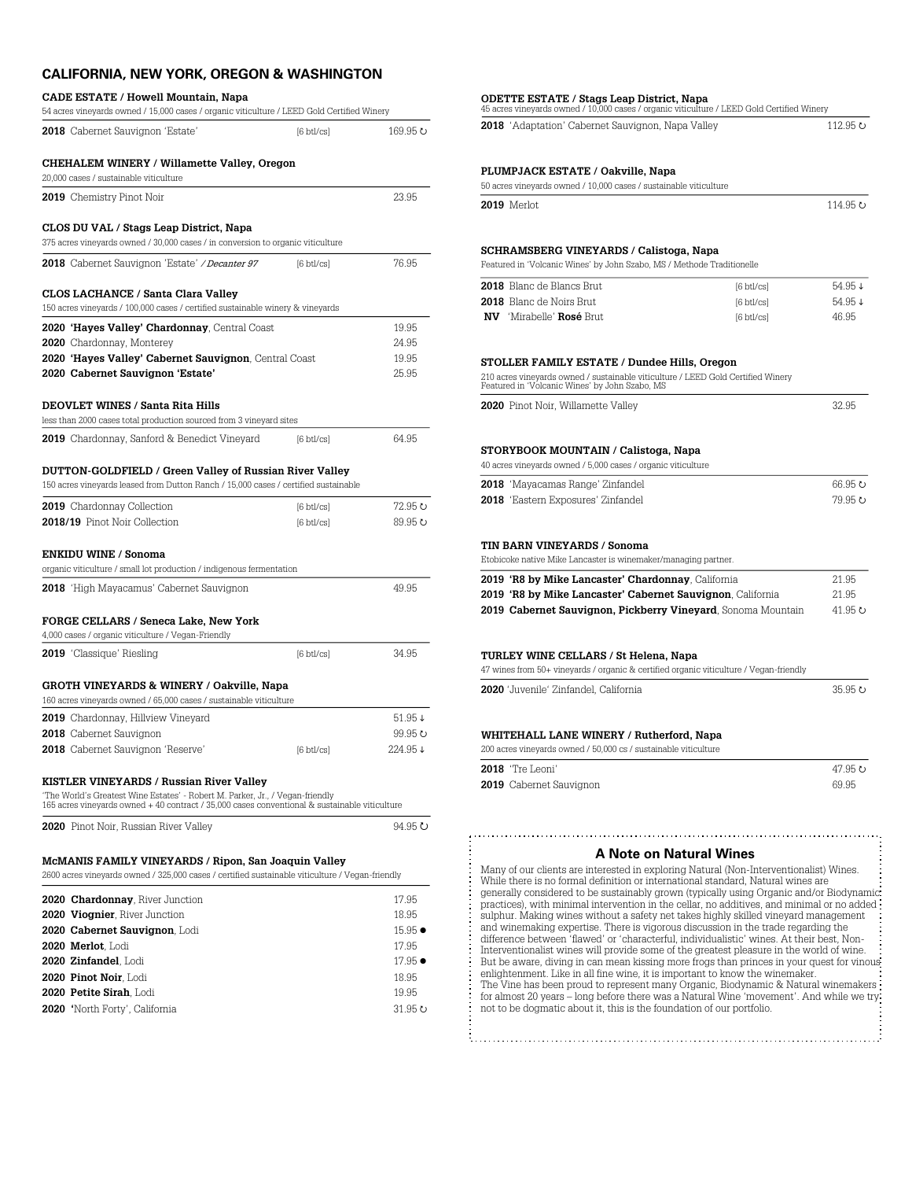## CALIFORNIA, NEW YORK, OREGON & WASHINGTON

### CADE ESTATE / Howell Mountain, Napa

54 acres vineyards owned / 15,000 cases / organic viticulture / LEED Gold Certified Winery

| | | |
|---|---|---|
| **2018** Cabernet Sauvignon 'Estate' | [6 btl/cs] | 169.95 ↻ |

### CHEHALEM WINERY / Willamette Valley, Oregon

20,000 cases / sustainable viticulture

| | | |
|---|---|---|
| **2019** Chemistry Pinot Noir | | 23.95 |

### CLOS DU VAL / Stags Leap District, Napa

375 acres vineyards owned / 30,000 cases / in conversion to organic viticulture

| | | |
|---|---|---|
| **2018** Cabernet Sauvignon 'Estate' */ Decanter 97* | [6 btl/cs] | 76.95 |

### CLOS LACHANCE / Santa Clara Valley

150 acres vineyards / 100,000 cases / certified sustainable winery & vineyards

| | | |
|---|---|---|
| **2020 'Hayes Valley' Chardonnay**, Central Coast | | 19.95 |
| **2020** Chardonnay, Monterey | | 24.95 |
| **2020 'Hayes Valley' Cabernet Sauvignon**, Central Coast | | 19.95 |
| **2020 Cabernet Sauvignon 'Estate'** | | 25.95 |

### DEOVLET WINES / Santa Rita Hills

less than 2000 cases total production sourced from 3 vineyard sites

| | | |
|---|---|---|
| **2019** Chardonnay, Sanford & Benedict Vineyard | [6 btl/cs] | 64.95 |

### DUTTON-GOLDFIELD / Green Valley of Russian River Valley

150 acres vineyards leased from Dutton Ranch / 15,000 cases / certified sustainable

| | | |
|---|---|---|
| **2019** Chardonnay Collection | [6 btl/cs] | 72.95 ↻ |
| **2018/19** Pinot Noir Collection | [6 btl/cs] | 89.95 ↻ |

### ENKIDU WINE / Sonoma

organic viticulture / small lot production / indigenous fermentation

| | | |
|---|---|---|
| **2018** 'High Mayacamus' Cabernet Sauvignon | | 49.95 |

### FORGE CELLARS / Seneca Lake, New York

4,000 cases / organic viticulture / Vegan-Friendly

| | | |
|---|---|---|
| **2019** 'Classique' Riesling | [6 btl/cs] | 34.95 |

### GROTH VINEYARDS & WINERY / Oakville, Napa

160 acres vineyards owned / 65,000 cases / sustainable viticulture

| | | |
|---|---|---|
| **2019** Chardonnay, Hillview Vineyard | | 51.95 ↓ |
| **2018** Cabernet Sauvignon | | 99.95 ↻ |
| **2018** Cabernet Sauvignon 'Reserve' | [6 btl/cs] | 224.95 ↓ |

### KISTLER VINEYARDS / Russian River Valley

'The World's Greatest Wine Estates' - Robert M. Parker, Jr., / Vegan-friendly
165 acres vineyards owned + 40 contract / 35,000 cases conventional & sustainable viticulture

| | | |
|---|---|---|
| **2020** Pinot Noir, Russian River Valley | | 94.95 ↻ |

### McMANIS FAMILY VINEYARDS / Ripon, San Joaquin Valley

2600 acres vineyards owned / 325,000 cases / certified sustainable viticulture / Vegan-friendly

| | |
|---|---|
| **2020 Chardonnay**, River Junction | 17.95 |
| **2020 Viognier**, River Junction | 18.95 |
| **2020 Cabernet Sauvignon**, Lodi | 15.95 ● |
| **2020 Merlot**, Lodi | 17.95 |
| **2020 Zinfandel**, Lodi | 17.95 ● |
| **2020 Pinot Noir**, Lodi | 18.95 |
| **2020 Petite Sirah**, Lodi | 19.95 |
| **2020 '**North Forty', California | 31.95 ↻ |

### ODETTE ESTATE / Stags Leap District, Napa

45 acres vineyards owned / 10,000 cases / organic viticulture / LEED Gold Certified Winery

| | |
|---|---|
| **2018** 'Adaptation' Cabernet Sauvignon, Napa Valley | 112.95 ↻ |

### PLUMPJACK ESTATE / Oakville, Napa

50 acres vineyards owned / 10,000 cases / sustainable viticulture

| | |
|---|---|
| **2019** Merlot | 114.95 ↻ |

### SCHRAMSBERG VINEYARDS / Calistoga, Napa

Featured in 'Volcanic Wines' by John Szabo, MS / Methode Traditionelle

| | | |
|---|---|---|
| **2018** Blanc de Blancs Brut | [6 btl/cs] | 54.95 ↓ |
| **2018** Blanc de Noirs Brut | [6 btl/cs] | 54.95 ↓ |
| **NV** 'Mirabelle' **Rosé** Brut | [6 btl/cs] | 46.95 |

### STOLLER FAMILY ESTATE / Dundee Hills, Oregon

210 acres vineyards owned / sustainable viticulture / LEED Gold Certified Winery
Featured in 'Volcanic Wines' by John Szabo, MS

| | |
|---|---|
| **2020** Pinot Noir, Willamette Valley | 32.95 |

### STORYBOOK MOUNTAIN / Calistoga, Napa

40 acres vineyards owned / 5,000 cases / organic viticulture

| | |
|---|---|
| **2018** 'Mayacamas Range' Zinfandel | 66.95 ↻ |
| **2018** 'Eastern Exposures' Zinfandel | 79.95 ↻ |

### TIN BARN VINEYARDS / Sonoma

Etobicoke native Mike Lancaster is winemaker/managing partner.

| | |
|---|---|
| **2019 'R8 by Mike Lancaster' Chardonnay**, California | 21.95 |
| **2019 'R8 by Mike Lancaster' Cabernet Sauvignon**, California | 21.95 |
| **2019 Cabernet Sauvignon, Pickberry Vineyard**, Sonoma Mountain | 41.95 ↻ |

### TURLEY WINE CELLARS / St Helena, Napa

47 wines from 50+ vineyards / organic & certified organic viticulture / Vegan-friendly

| | |
|---|---|
| **2020** 'Juvenile' Zinfandel, California | 35.95 ↻ |

### WHITEHALL LANE WINERY / Rutherford, Napa

200 acres vineyards owned / 50,000 cs / sustainable viticulture

| | |
|---|---|
| **2018** 'Tre Leoni' | 47.95 ↻ |
| **2019** Cabernet Sauvignon | 69.95 |

### A Note on Natural Wines

Many of our clients are interested in exploring Natural (Non-Interventionalist) Wines. While there is no formal definition or international standard, Natural wines are generally considered to be sustainably grown (typically using Organic and/or Biodynamic practices), with minimal intervention in the cellar, no additives, and minimal or no added sulphur. Making wines without a safety net takes highly skilled vineyard management and winemaking expertise. There is vigorous discussion in the trade regarding the difference between 'flawed' or 'characterful, individualistic' wines. At their best, Non-Interventionalist wines will provide some of the greatest pleasure in the world of wine. But be aware, diving in can mean kissing more frogs than princes in your quest for vinous enlightenment. Like in all fine wine, it is important to know the winemaker.
The Vine has been proud to represent many Organic, Biodynamic & Natural winemakers for almost 20 years – long before there was a Natural Wine 'movement'. And while we try not to be dogmatic about it, this is the foundation of our portfolio.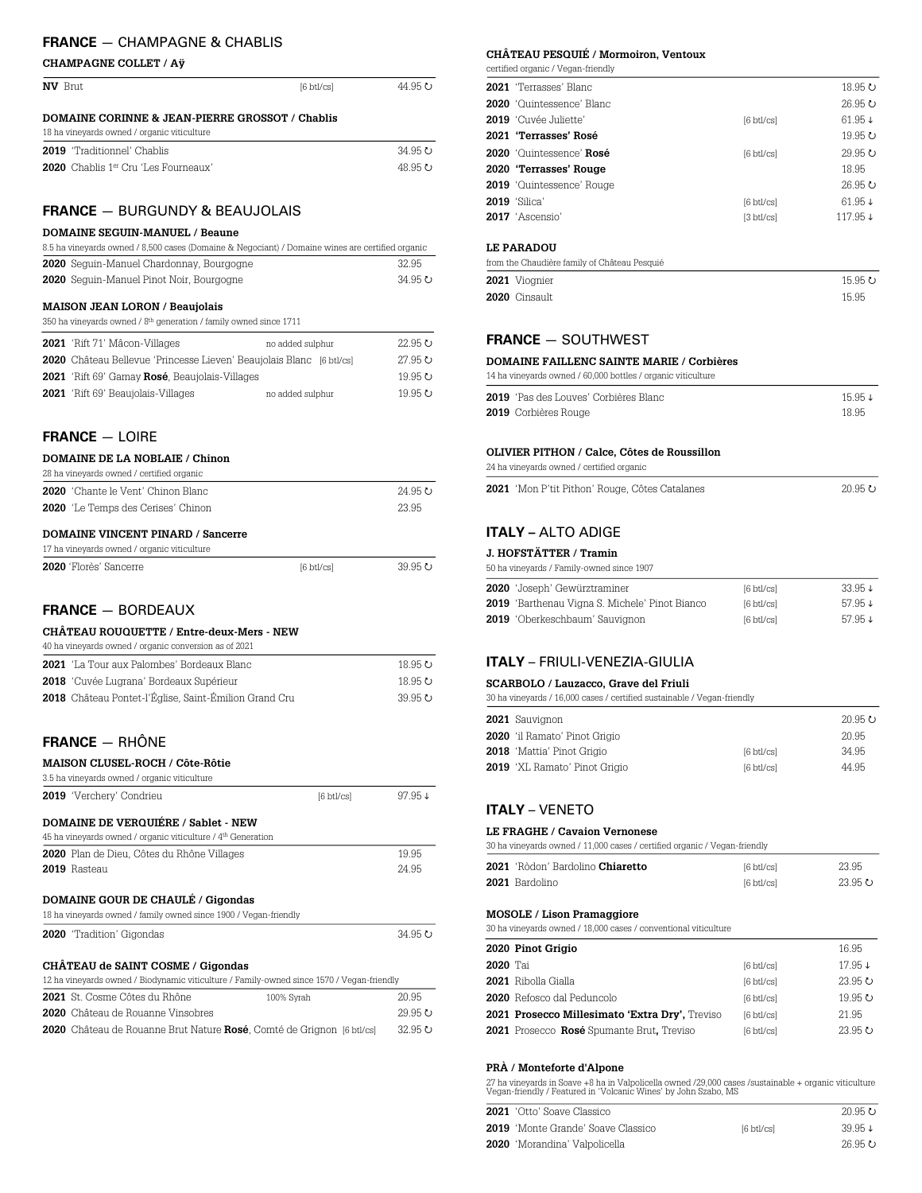## FRANCE — CHAMPAGNE & CHABLIS

### CHAMPAGNE COLLET / Aÿ

| | | |
|---|---|---|
| **NV** Brut | [6 btl/cs] | 44.95 ↻ |

### DOMAINE CORINNE & JEAN-PIERRE GROSSOT / Chablis

18 ha vineyards owned / organic viticulture

| | |
|---|---|
| **2019** 'Traditionnel' Chablis | 34.95 ↻ |
| **2020** Chablis 1[er] Cru 'Les Fourneaux' | 48.95 ↻ |

## FRANCE — BURGUNDY & BEAUJOLAIS

### DOMAINE SEGUIN-MANUEL / Beaune

8.5 ha vineyards owned / 8,500 cases (Domaine & Negociant) / Domaine wines are certified organic

| | |
|---|---|
| **2020** Seguin-Manuel Chardonnay, Bourgogne | 32.95 |
| **2020** Seguin-Manuel Pinot Noir, Bourgogne | 34.95 ↻ |

### MAISON JEAN LORON / Beaujolais

350 ha vineyards owned / 8[th] generation / family owned since 1711

| | | |
|---|---|---|
| **2021** 'Rift 71' Mâcon-Villages | no added sulphur | 22.95 ↻ |
| **2020** Château Bellevue 'Princesse Lieven' Beaujolais Blanc | [6 btl/cs] | 27.95 ↻ |
| **2021** 'Rift 69' Gamay **Rosé**, Beaujolais-Villages | | 19.95 ↻ |
| **2021** 'Rift 69' Beaujolais-Villages | no added sulphur | 19.95 ↻ |

## FRANCE — LOIRE

### DOMAINE DE LA NOBLAIE / Chinon

28 ha vineyards owned / certified organic

| | |
|---|---|
| **2020** 'Chante le Vent' Chinon Blanc | 24.95 ↻ |
| **2020** 'Le Temps des Cerises' Chinon | 23.95 |

### DOMAINE VINCENT PINARD / Sancerre

17 ha vineyards owned / organic viticulture

| | | |
|---|---|---|
| **2020** 'Florès' Sancerre | [6 btl/cs] | 39.95 ↻ |

## FRANCE — BORDEAUX

### CHÂTEAU ROUQUETTE / Entre-deux-Mers - NEW

40 ha vineyards owned / organic conversion as of 2021

| | |
|---|---|
| **2021** 'La Tour aux Palombes' Bordeaux Blanc | 18.95 ↻ |
| **2018** 'Cuvée Lugrana' Bordeaux Supérieur | 18.95 ↻ |
| **2018** Château Pontet-l'Église, Saint-Émilion Grand Cru | 39.95 ↻ |

## FRANCE — RHÔNE

### MAISON CLUSEL-ROCH / Côte-Rôtie

3.5 ha vineyards owned / organic viticulture

| | | |
|---|---|---|
| **2019** 'Verchery' Condrieu | [6 btl/cs] | 97.95 ↓ |

### DOMAINE DE VERQUIÉRE / Sablet - NEW

45 ha vineyards owned / organic viticulture / 4[th] Generation

| | |
|---|---|
| **2020** Plan de Dieu, Côtes du Rhône Villages | 19.95 |
| **2019** Rasteau | 24.95 |

### DOMAINE GOUR DE CHAULÉ / Gigondas

18 ha vineyards owned / family owned since 1900 / Vegan-friendly

| | |
|---|---|
| **2020** 'Tradition' Gigondas | 34.95 ↻ |

### CHÂTEAU de SAINT COSME / Gigondas

12 ha vineyards owned / Biodynamic viticulture / Family-owned since 1570 / Vegan-friendly

| | | |
|---|---|---|
| **2021** St. Cosme Côtes du Rhône | 100% Syrah | 20.95 |
| **2020** Château de Rouanne Vinsobres | | 29.95 ↻ |
| **2020** Château de Rouanne Brut Nature **Rosé**, Comté de Grignon | [6 btl/cs] | 32.95 ↻ |

### CHÂTEAU PESQUIÉ / Mormoiron, Ventoux

certified organic / Vegan-friendly

| | | |
|---|---|---|
| **2021** 'Terrasses' Blanc | | 18.95 ↻ |
| **2020** 'Quintessence' Blanc | | 26.95 ↻ |
| **2019** 'Cuvée Juliette' | [6 btl/cs] | 61.95 ↓ |
| **2021** **'Terrasses' Rosé** | | 19.95 ↻ |
| **2020** 'Quintessence' **Rosé** | [6 btl/cs] | 29.95 ↻ |
| **2020** **'Terrasses' Rouge** | | 18.95 |
| **2019** 'Quintessence' Rouge | | 26.95 ↻ |
| **2019** 'Silica' | [6 btl/cs] | 61.95 ↓ |
| **2017** 'Ascensio' | [3 btl/cs] | 117.95 ↓ |

### LE PARADOU

from the Chaudière family of Château Pesquié

| | |
|---|---|
| **2021** Viognier | 15.95 ↻ |
| **2020** Cinsault | 15.95 |

## FRANCE — SOUTHWEST

### DOMAINE FAILLENC SAINTE MARIE / Corbières

14 ha vineyards owned / 60,000 bottles / organic viticulture

| | |
|---|---|
| **2019** 'Pas des Louves' Corbières Blanc | 15.95 ↓ |
| **2019** Corbières Rouge | 18.95 |

### OLIVIER PITHON / Calce, Côtes de Roussillon

24 ha vineyards owned / certified organic

| | |
|---|---|
| **2021** 'Mon P'tit Pithon' Rouge, Côtes Catalanes | 20.95 ↻ |

## ITALY – ALTO ADIGE

### J. HOFSTÄTTER / Tramin

50 ha vineyards / Family-owned since 1907

| | | |
|---|---|---|
| **2020** 'Joseph' Gewürztraminer | [6 btl/cs] | 33.95 ↓ |
| **2019** 'Barthenau Vigna S. Michele' Pinot Bianco | [6 btl/cs] | 57.95 ↓ |
| **2019** 'Oberkeschbaum' Sauvignon | [6 btl/cs] | 57.95 ↓ |

## ITALY – FRIULI-VENEZIA-GIULIA

### SCARBOLO / Lauzacco, Grave del Friuli

30 ha vineyards / 16,000 cases / certified sustainable / Vegan-friendly

| | | |
|---|---|---|
| **2021** Sauvignon | | 20.95 ↻ |
| **2020** 'il Ramato' Pinot Grigio | | 20.95 |
| **2018** 'Mattia' Pinot Grigio | [6 btl/cs] | 34.95 |
| **2019** 'XL Ramato' Pinot Grigio | [6 btl/cs] | 44.95 |

## ITALY – VENETO

### LE FRAGHE / Cavaion Vernonese

30 ha vineyards owned / 11,000 cases / certified organic / Vegan-friendly

| | | |
|---|---|---|
| **2021** 'Ròdon' Bardolino **Chiaretto** | [6 btl/cs] | 23.95 |
| **2021** Bardolino | [6 btl/cs] | 23.95 ↻ |

### MOSOLE / Lison Pramaggiore

30 ha vineyards owned / 18,000 cases / conventional viticulture

| | | |
|---|---|---|
| **2020** **Pinot Grigio** | | 16.95 |
| **2020** Tai | [6 btl/cs] | 17.95 ↓ |
| **2021** Ribolla Gialla | [6 btl/cs] | 23.95 ↻ |
| **2020** Refosco dal Peduncolo | [6 btl/cs] | 19.95 ↻ |
| **2021** **Prosecco Millesimato 'Extra Dry',** Treviso | [6 btl/cs] | 21.95 |
| **2021** Prosecco **Rosé** Spumante Brut**,** Treviso | [6 btl/cs] | 23.95 ↻ |

### PRÀ / Monteforte d'Alpone

27 ha vineyards in Soave +8 ha in Valpolicella owned /29,000 cases /sustainable + organic viticulture Vegan-friendly / Featured in 'Volcanic Wines' by John Szabo, MS

| | | |
|---|---|---|
| **2021** 'Otto' Soave Classico | | 20.95 ↻ |
| **2019** 'Monte Grande' Soave Classico | [6 btl/cs] | 39.95 ↓ |
| **2020** 'Morandina' Valpolicella | | 26.95 ↻ |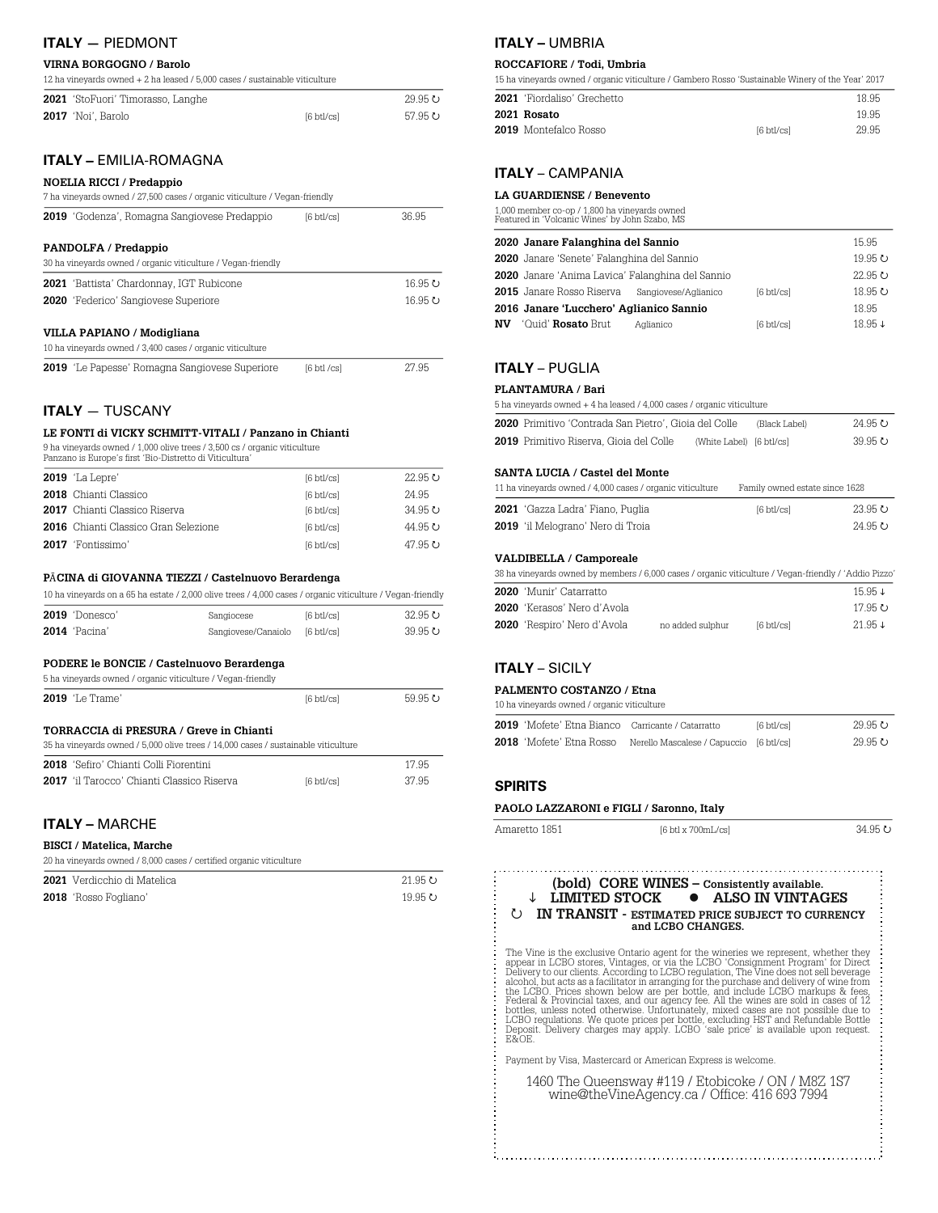## ITALY — PIEDMONT

### VIRNA BORGOGNO / Barolo

12 ha vineyards owned + 2 ha leased / 5,000 cases / sustainable viticulture

| | | |
|---|---|---|
| **2021** 'StoFuori' Timorasso, Langhe | | 29.95 ↻ |
| **2017** 'Noi', Barolo | [6 btl/cs] | 57.95 ↻ |

## ITALY – EMILIA-ROMAGNA

### NOELIA RICCI / Predappio

7 ha vineyards owned / 27,500 cases / organic viticulture / Vegan-friendly

| | | |
|---|---|---|
| **2019** 'Godenza', Romagna Sangiovese Predappio | [6 btl/cs] | 36.95 |

### PANDOLFA / Predappio

30 ha vineyards owned / organic viticulture / Vegan-friendly

| | |
|---|---|
| **2021** 'Battista' Chardonnay, IGT Rubicone | 16.95 ↻ |
| **2020** 'Federico' Sangiovese Superiore | 16.95 ↻ |

### VILLA PAPIANO / Modigliana

10 ha vineyards owned / 3,400 cases / organic viticulture

| | | |
|---|---|---|
| **2019** 'Le Papesse' Romagna Sangiovese Superiore | [6 btl /cs] | 27.95 |

## ITALY — TUSCANY

### LE FONTI di VICKY SCHMITT-VITALI / Panzano in Chianti

9 ha vineyards owned / 1,000 olive trees / 3,500 cs / organic viticulture
Panzano is Europe's first 'Bio-Distretto di Viticultura'

| | | |
|---|---|---|
| **2019** 'La Lepre' | [6 btl/cs] | 22.95 ↻ |
| **2018** Chianti Classico | [6 btl/cs] | 24.95 |
| **2017** Chianti Classico Riserva | [6 btl/cs] | 34.95 ↻ |
| **2016** Chianti Classico Gran Selezione | [6 btl/cs] | 44.95 ↻ |
| **2017** 'Fontissimo' | [6 btl/cs] | 47.95 ↻ |

### PĀCINA di GIOVANNA TIEZZI / Castelnuovo Berardenga

10 ha vineyards on a 65 ha estate / 2,000 olive trees / 4,000 cases / organic viticulture / Vegan-friendly

| | | | |
|---|---|---|---|
| **2019** 'Donesco' | Sangiocese | [6 btl/cs] | 32.95 ↻ |
| **2014** 'Pacina' | Sangiovese/Canaiolo | [6 btl/cs] | 39.95 ↻ |

### PODERE le BONCIE / Castelnuovo Berardenga

5 ha vineyards owned / organic viticulture / Vegan-friendly

| | | |
|---|---|---|
| **2019** 'Le Trame' | [6 btl/cs] | 59.95 ↻ |

### TORRACCIA di PRESURA / Greve in Chianti

35 ha vineyards owned / 5,000 olive trees / 14,000 cases / sustainable viticulture

| | | |
|---|---|---|
| **2018** 'Sefiro' Chianti Colli Fiorentini | | 17.95 |
| **2017** 'il Tarocco' Chianti Classico Riserva | [6 btl/cs] | 37.95 |

## ITALY – MARCHE

### BISCI / Matelica, Marche

20 ha vineyards owned / 8,000 cases / certified organic viticulture

| | |
|---|---|
| **2021** Verdicchio di Matelica | 21.95 ↻ |
| **2018** 'Rosso Fogliano' | 19.95 ↻ |

## ITALY – UMBRIA

### ROCCAFIORE / Todi, Umbria

15 ha vineyards owned / organic viticulture / Gambero Rosso 'Sustainable Winery of the Year' 2017

| | | |
|---|---|---|
| **2021** 'Fiordaliso' Grechetto | | 18.95 |
| **2021 Rosato** | | 19.95 |
| **2019** Montefalco Rosso | [6 btl/cs] | 29.95 |

## ITALY – CAMPANIA

### LA GUARDIENSE / Benevento

1,000 member co-op / 1,800 ha vineyards owned
Featured in 'Volcanic Wines' by John Szabo, MS

| | | | |
|---|---|---|---|
| **2020 Janare Falanghina del Sannio** | | | 15.95 |
| **2020** Janare 'Senete' Falanghina del Sannio | | | 19.95 ↻ |
| **2020** Janare 'Anima Lavica' Falanghina del Sannio | | | 22.95 ↻ |
| **2015** Janare Rosso Riserva | Sangiovese/Aglianico | [6 btl/cs] | 18.95 ↻ |
| **2016 Janare 'Lucchero' Aglianico Sannio** | | | 18.95 |
| **NV** 'Quid' **Rosato** Brut | Aglianico | [6 btl/cs] | 18.95 ↓ |

## ITALY – PUGLIA

### PLANTAMURA / Bari

5 ha vineyards owned + 4 ha leased / 4,000 cases / organic viticulture

| | | |
|---|---|---|
| **2020** Primitivo 'Contrada San Pietro', Gioia del Colle | (Black Label) | 24.95 ↻ |
| **2019** Primitivo Riserva, Gioia del Colle | (White Label) [6 btl/cs] | 39.95 ↻ |

### SANTA LUCIA / Castel del Monte

11 ha vineyards owned / 4,000 cases / organic viticulture — Family owned estate since 1628

| | | |
|---|---|---|
| **2021** 'Gazza Ladra' Fiano, Puglia | [6 btl/cs] | 23.95 ↻ |
| **2019** 'il Melograno' Nero di Troia | | 24.95 ↻ |

### VALDIBELLA / Camporeale

38 ha vineyards owned by members / 6,000 cases / organic viticulture / Vegan-friendly / 'Addio Pizzo'

| | | | |
|---|---|---|---|
| **2020** 'Munir' Catarratto | | | 15.95 ↓ |
| **2020** 'Kerasos' Nero d'Avola | | | 17.95 ↻ |
| **2020** 'Respiro' Nero d'Avola | no added sulphur | [6 btl/cs] | 21.95 ↓ |

## ITALY – SICILY

### PALMENTO COSTANZO / Etna

10 ha vineyards owned / organic viticulture

| | | | |
|---|---|---|---|
| **2019** 'Mofete' Etna Bianco | Carricante / Catarratto | [6 btl/cs] | 29.95 ↻ |
| **2018** 'Mofete' Etna Rosso | Nerello Mascalese / Capuccio | [6 btl/cs] | 29.95 ↻ |

## SPIRITS

### PAOLO LAZZARONI e FIGLI / Saronno, Italy

| | | |
|---|---|---|
| Amaretto 1851 | [6 btl x 700mL/cs] | 34.95 ↻ |

---

**(bold) CORE WINES – Consistently available.**
**↓ LIMITED STOCK ● ALSO IN VINTAGES**
**↻ IN TRANSIT - ESTIMATED PRICE SUBJECT TO CURRENCY and LCBO CHANGES.**

The Vine is the exclusive Ontario agent for the wineries we represent, whether they appear in LCBO stores, Vintages, or via the LCBO 'Consignment Program' for Direct Delivery to our clients. According to LCBO regulation, The Vine does not sell beverage alcohol, but acts as a facilitator in arranging for the purchase and delivery of wine from the LCBO. Prices shown below are per bottle, and include LCBO markups & fees, Federal & Provincial taxes, and our agency fee. All the wines are sold in cases of 12 bottles, unless noted otherwise. Unfortunately, mixed cases are not possible due to LCBO regulations. We quote prices per bottle, excluding HST and Refundable Bottle Deposit. Delivery charges may apply. LCBO 'sale price' is available upon request. E&OE.

Payment by Visa, Mastercard or American Express is welcome.

1460 The Queensway #119 / Etobicoke / ON / M8Z 1S7
wine@theVineAgency.ca / Office: 416 693 7994